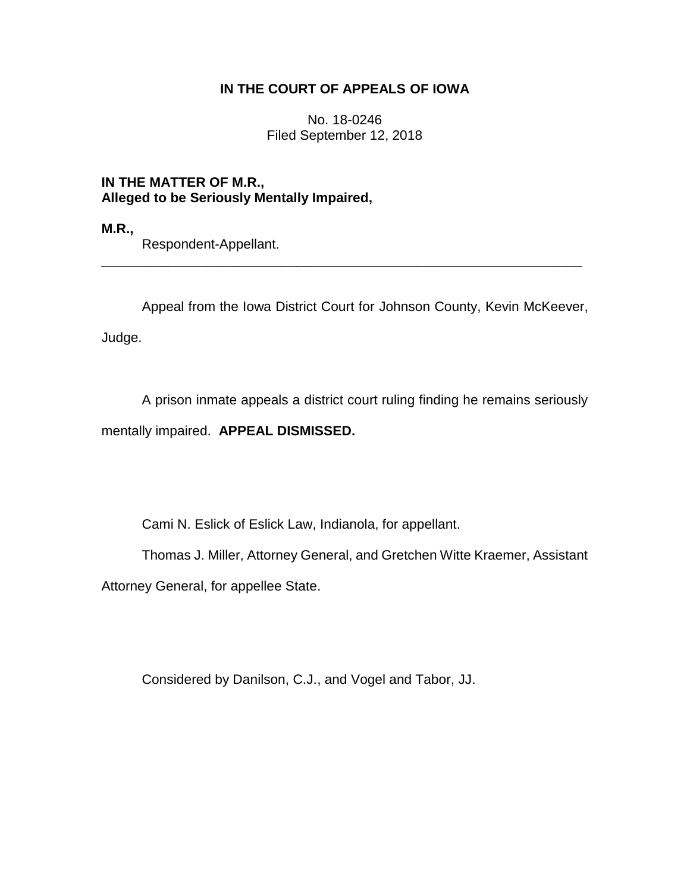**IN THE COURT OF APPEALS OF IOWA**

No. 18-0246
Filed September 12, 2018

**IN THE MATTER OF M.R., Alleged to be Seriously Mentally Impaired,**

**M.R.,**
Respondent-Appellant.

________________________________________________________________

Appeal from the Iowa District Court for Johnson County, Kevin McKeever, Judge.

A prison inmate appeals a district court ruling finding he remains seriously mentally impaired. **APPEAL DISMISSED.**

Cami N. Eslick of Eslick Law, Indianola, for appellant.

Thomas J. Miller, Attorney General, and Gretchen Witte Kraemer, Assistant Attorney General, for appellee State.

Considered by Danilson, C.J., and Vogel and Tabor, JJ.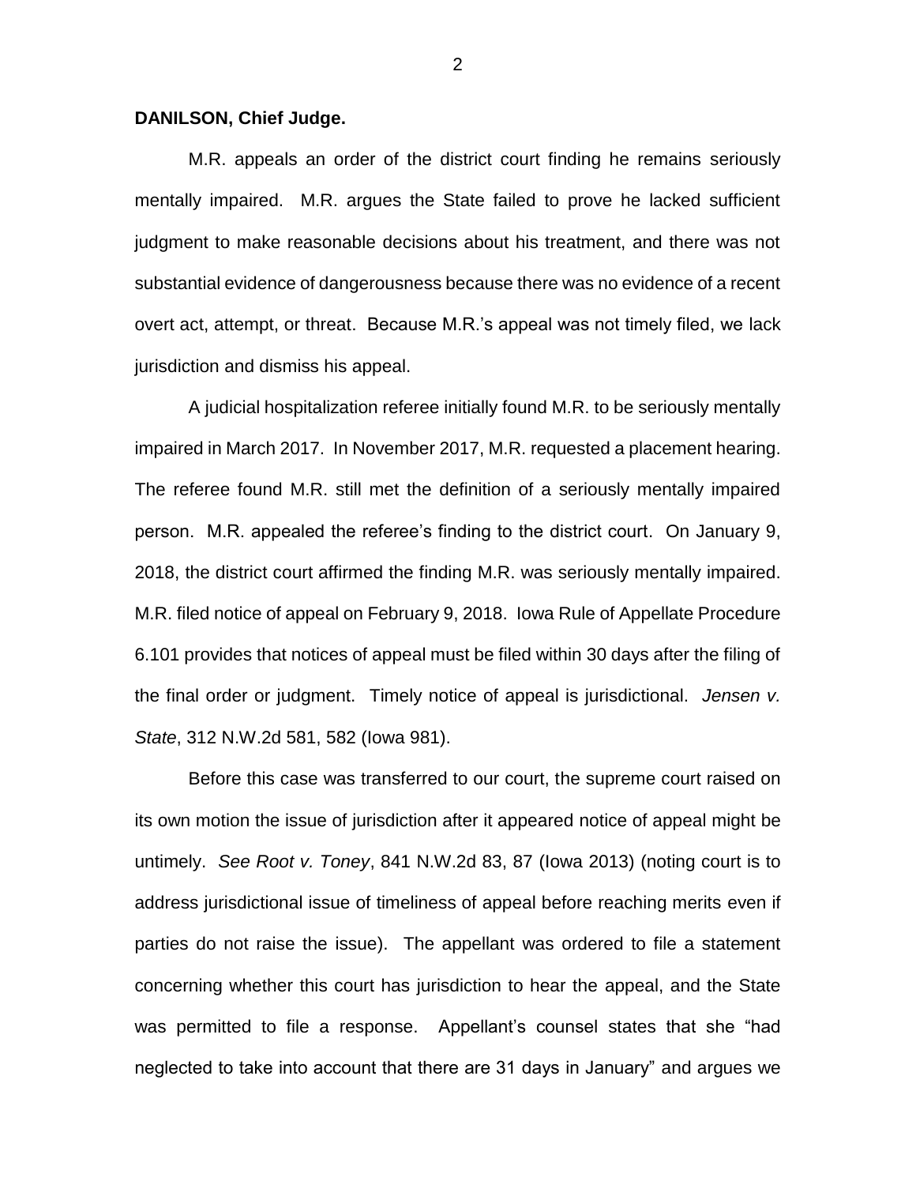**DANILSON, Chief Judge.**

M.R. appeals an order of the district court finding he remains seriously mentally impaired. M.R. argues the State failed to prove he lacked sufficient judgment to make reasonable decisions about his treatment, and there was not substantial evidence of dangerousness because there was no evidence of a recent overt act, attempt, or threat. Because M.R.'s appeal was not timely filed, we lack jurisdiction and dismiss his appeal.

A judicial hospitalization referee initially found M.R. to be seriously mentally impaired in March 2017. In November 2017, M.R. requested a placement hearing. The referee found M.R. still met the definition of a seriously mentally impaired person. M.R. appealed the referee's finding to the district court. On January 9, 2018, the district court affirmed the finding M.R. was seriously mentally impaired. M.R. filed notice of appeal on February 9, 2018. Iowa Rule of Appellate Procedure 6.101 provides that notices of appeal must be filed within 30 days after the filing of the final order or judgment. Timely notice of appeal is jurisdictional. *Jensen v. State*, 312 N.W.2d 581, 582 (Iowa 981).

Before this case was transferred to our court, the supreme court raised on its own motion the issue of jurisdiction after it appeared notice of appeal might be untimely. *See Root v. Toney*, 841 N.W.2d 83, 87 (Iowa 2013) (noting court is to address jurisdictional issue of timeliness of appeal before reaching merits even if parties do not raise the issue). The appellant was ordered to file a statement concerning whether this court has jurisdiction to hear the appeal, and the State was permitted to file a response. Appellant's counsel states that she "had neglected to take into account that there are 31 days in January" and argues we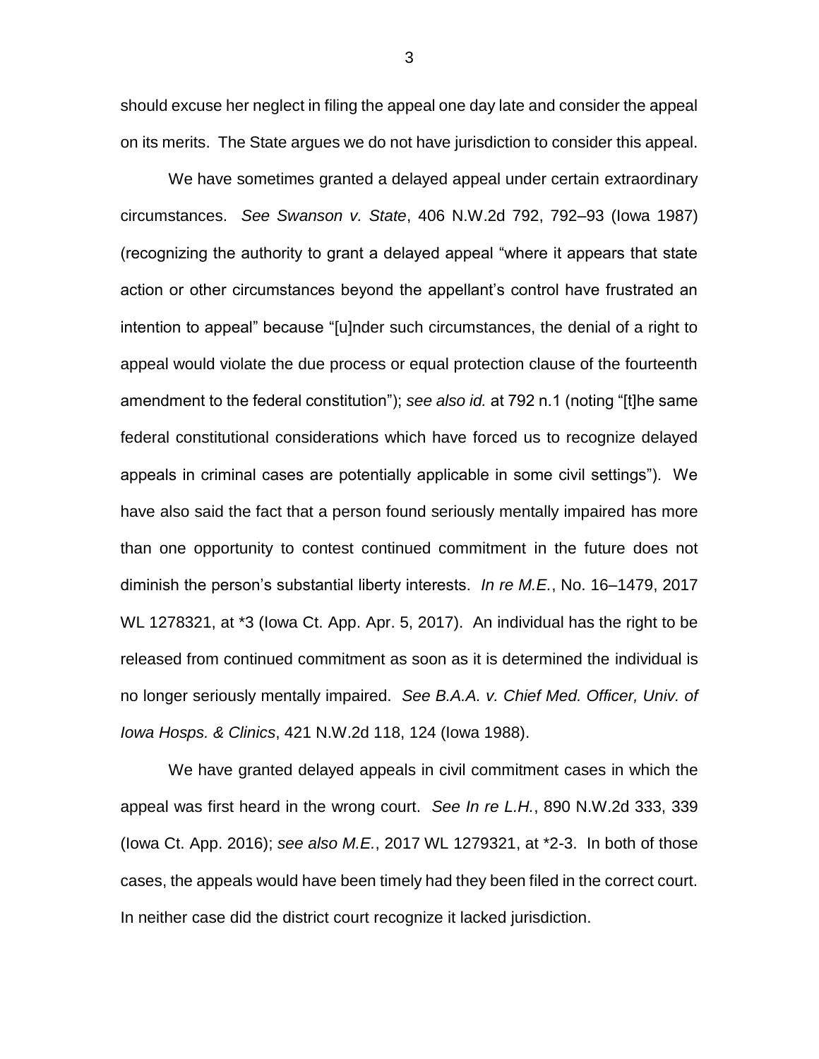should excuse her neglect in filing the appeal one day late and consider the appeal on its merits. The State argues we do not have jurisdiction to consider this appeal.

We have sometimes granted a delayed appeal under certain extraordinary circumstances. *See Swanson v. State*, 406 N.W.2d 792, 792–93 (Iowa 1987) (recognizing the authority to grant a delayed appeal "where it appears that state action or other circumstances beyond the appellant's control have frustrated an intention to appeal" because "[u]nder such circumstances, the denial of a right to appeal would violate the due process or equal protection clause of the fourteenth amendment to the federal constitution"); *see also id.* at 792 n.1 (noting "[t]he same federal constitutional considerations which have forced us to recognize delayed appeals in criminal cases are potentially applicable in some civil settings"). We have also said the fact that a person found seriously mentally impaired has more than one opportunity to contest continued commitment in the future does not diminish the person's substantial liberty interests. *In re M.E.*, No. 16–1479, 2017 WL 1278321, at *3 (Iowa Ct. App. Apr. 5, 2017). An individual has the right to be released from continued commitment as soon as it is determined the individual is no longer seriously mentally impaired. *See B.A.A. v. Chief Med. Officer, Univ. of Iowa Hosps. & Clinics*, 421 N.W.2d 118, 124 (Iowa 1988).

We have granted delayed appeals in civil commitment cases in which the appeal was first heard in the wrong court. *See In re L.H.*, 890 N.W.2d 333, 339 (Iowa Ct. App. 2016); *see also M.E.*, 2017 WL 1279321, at *2-3. In both of those cases, the appeals would have been timely had they been filed in the correct court. In neither case did the district court recognize it lacked jurisdiction.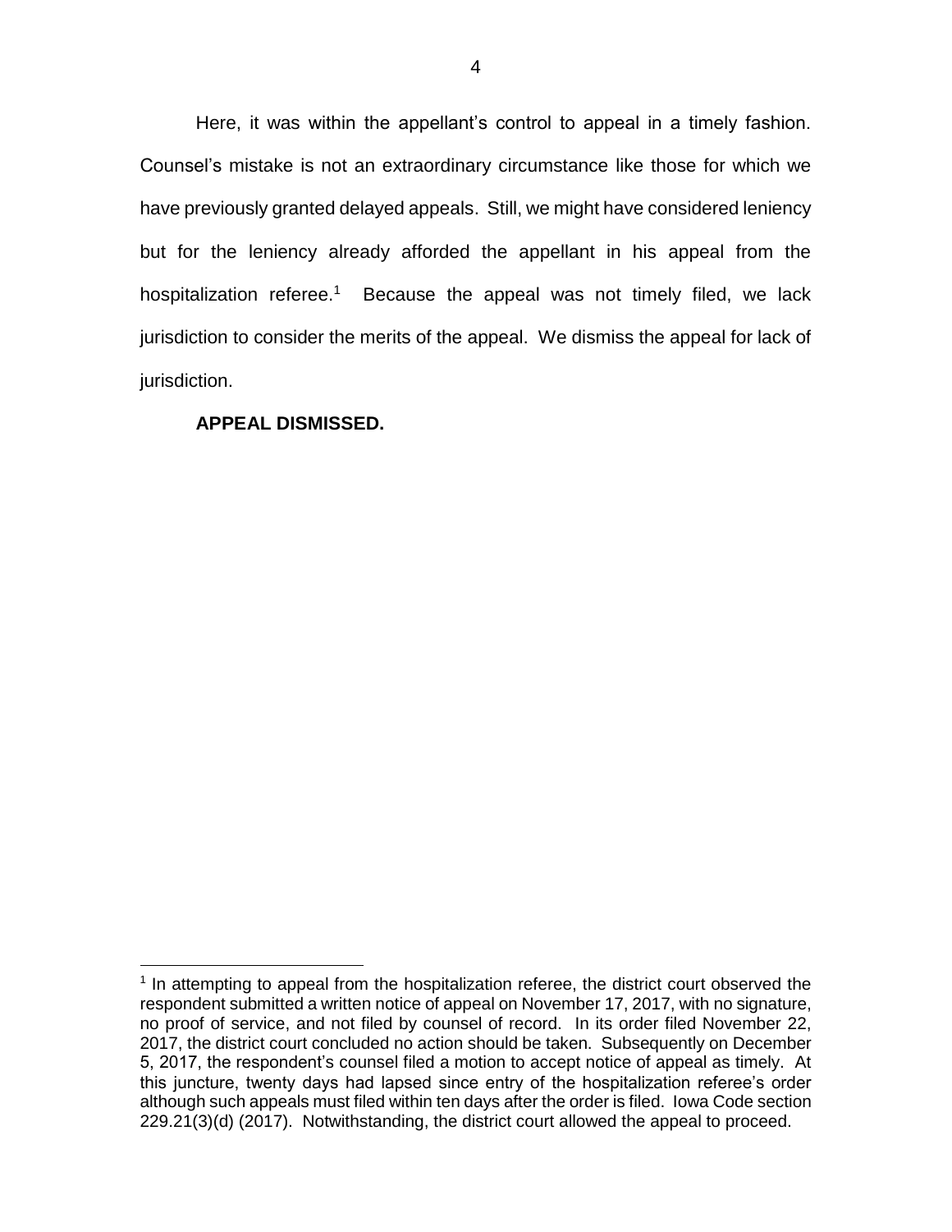Here, it was within the appellant's control to appeal in a timely fashion. Counsel's mistake is not an extraordinary circumstance like those for which we have previously granted delayed appeals. Still, we might have considered leniency but for the leniency already afforded the appellant in his appeal from the hospitalization referee.[1] Because the appeal was not timely filed, we lack jurisdiction to consider the merits of the appeal. We dismiss the appeal for lack of jurisdiction.

**APPEAL DISMISSED.**

---

[1] In attempting to appeal from the hospitalization referee, the district court observed the respondent submitted a written notice of appeal on November 17, 2017, with no signature, no proof of service, and not filed by counsel of record. In its order filed November 22, 2017, the district court concluded no action should be taken. Subsequently on December 5, 2017, the respondent's counsel filed a motion to accept notice of appeal as timely. At this juncture, twenty days had lapsed since entry of the hospitalization referee's order although such appeals must filed within ten days after the order is filed. Iowa Code section 229.21(3)(d) (2017). Notwithstanding, the district court allowed the appeal to proceed.